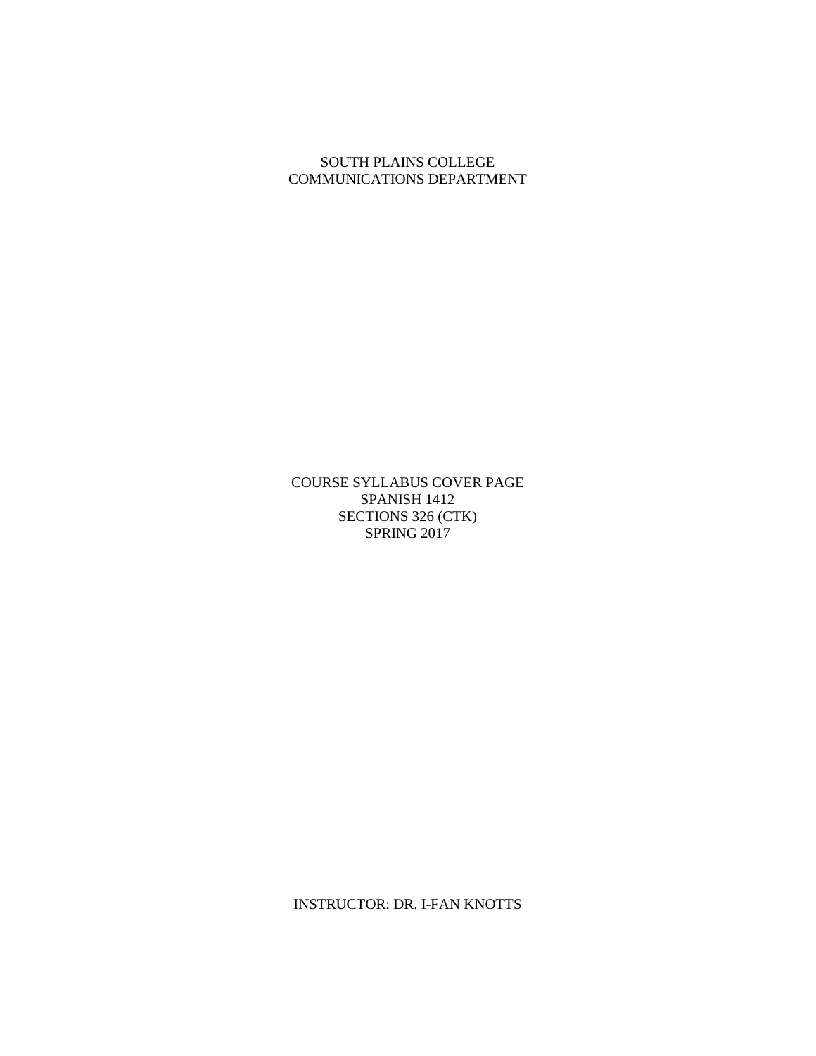SOUTH PLAINS COLLEGE
COMMUNICATIONS DEPARTMENT

COURSE SYLLABUS COVER PAGE
SPANISH 1412
SECTIONS 326 (CTK)
SPRING 2017

INSTRUCTOR: DR. I-FAN KNOTTS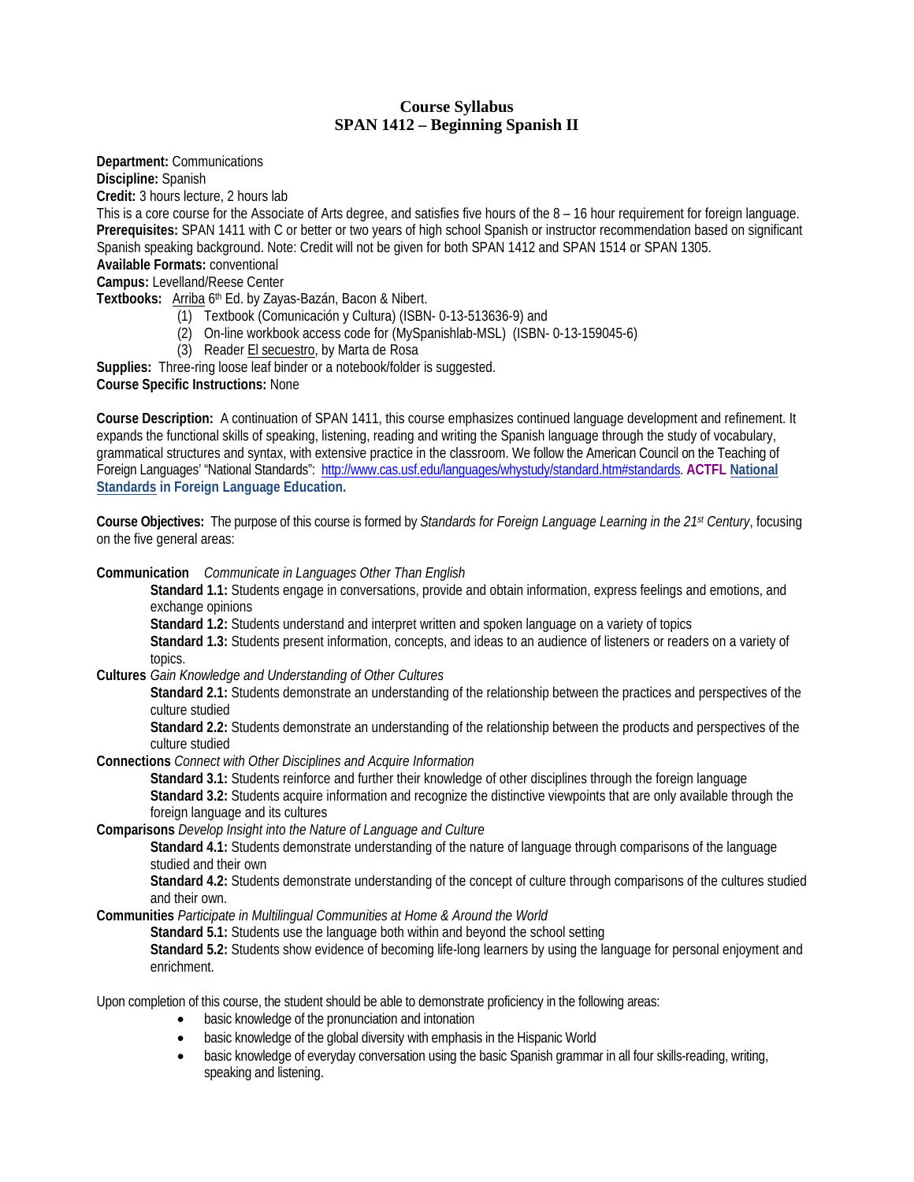# Course Syllabus
## SPAN 1412 – Beginning Spanish II

**Department:** Communications
**Discipline:** Spanish
**Credit:** 3 hours lecture, 2 hours lab
This is a core course for the Associate of Arts degree, and satisfies five hours of the 8 – 16 hour requirement for foreign language.
**Prerequisites:** SPAN 1411 with C or better or two years of high school Spanish or instructor recommendation based on significant Spanish speaking background. Note: Credit will not be given for both SPAN 1412 and SPAN 1514 or SPAN 1305.
**Available Formats:** conventional
**Campus:** Levelland/Reese Center
**Textbooks:** Arriba 6th Ed. by Zayas-Bazán, Bacon & Nibert.

1. Textbook (Comunicación y Cultura) (ISBN- 0-13-513636-9) and
2. On-line workbook access code for (MySpanishlab-MSL) (ISBN- 0-13-159045-6)
3. Reader El secuestro, by Marta de Rosa

**Supplies:** Three-ring loose leaf binder or a notebook/folder is suggested.
**Course Specific Instructions:** None

**Course Description:** A continuation of SPAN 1411, this course emphasizes continued language development and refinement. It expands the functional skills of speaking, listening, reading and writing the Spanish language through the study of vocabulary, grammatical structures and syntax, with extensive practice in the classroom. We follow the American Council on the Teaching of Foreign Languages' "National Standards": http://www.cas.usf.edu/languages/whystudy/standard.htm#standards. **ACTFL National Standards in Foreign Language Education.**

**Course Objectives:** The purpose of this course is formed by *Standards for Foreign Language Learning in the 21st Century*, focusing on the five general areas:

**Communication** *Communicate in Languages Other Than English*

- **Standard 1.1:** Students engage in conversations, provide and obtain information, express feelings and emotions, and exchange opinions
- **Standard 1.2:** Students understand and interpret written and spoken language on a variety of topics
- **Standard 1.3:** Students present information, concepts, and ideas to an audience of listeners or readers on a variety of topics.

**Cultures** *Gain Knowledge and Understanding of Other Cultures*

- **Standard 2.1:** Students demonstrate an understanding of the relationship between the practices and perspectives of the culture studied
- **Standard 2.2:** Students demonstrate an understanding of the relationship between the products and perspectives of the culture studied

**Connections** *Connect with Other Disciplines and Acquire Information*

- **Standard 3.1:** Students reinforce and further their knowledge of other disciplines through the foreign language
- **Standard 3.2:** Students acquire information and recognize the distinctive viewpoints that are only available through the foreign language and its cultures

**Comparisons** *Develop Insight into the Nature of Language and Culture*

- **Standard 4.1:** Students demonstrate understanding of the nature of language through comparisons of the language studied and their own
- **Standard 4.2:** Students demonstrate understanding of the concept of culture through comparisons of the cultures studied and their own.

**Communities** *Participate in Multilingual Communities at Home & Around the World*

- **Standard 5.1:** Students use the language both within and beyond the school setting
- **Standard 5.2:** Students show evidence of becoming life-long learners by using the language for personal enjoyment and enrichment.

Upon completion of this course, the student should be able to demonstrate proficiency in the following areas:

- basic knowledge of the pronunciation and intonation
- basic knowledge of the global diversity with emphasis in the Hispanic World
- basic knowledge of everyday conversation using the basic Spanish grammar in all four skills-reading, writing, speaking and listening.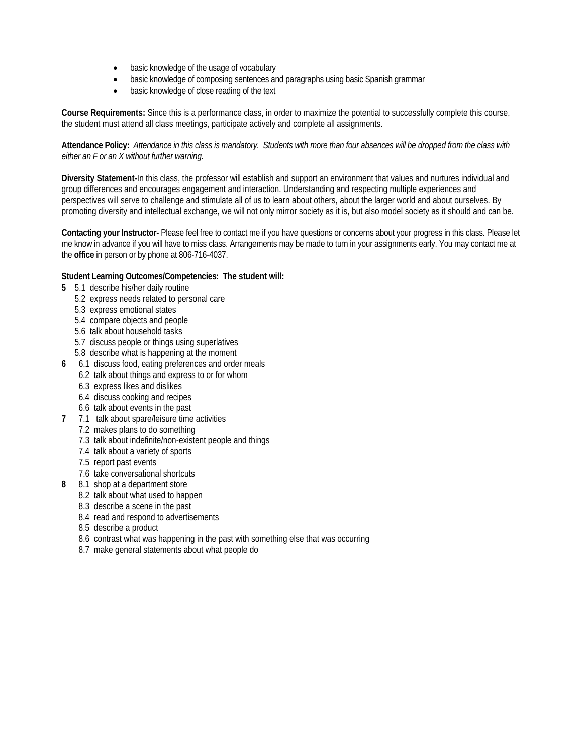- basic knowledge of the usage of vocabulary
- basic knowledge of composing sentences and paragraphs using basic Spanish grammar
- basic knowledge of close reading of the text

**Course Requirements:** Since this is a performance class, in order to maximize the potential to successfully complete this course, the student must attend all class meetings, participate actively and complete all assignments.

**Attendance Policy:** *Attendance in this class is mandatory. Students with more than four absences will be dropped from the class with either an F or an X without further warning.*

**Diversity Statement-**In this class, the professor will establish and support an environment that values and nurtures individual and group differences and encourages engagement and interaction. Understanding and respecting multiple experiences and perspectives will serve to challenge and stimulate all of us to learn about others, about the larger world and about ourselves. By promoting diversity and intellectual exchange, we will not only mirror society as it is, but also model society as it should and can be.

**Contacting your Instructor-** Please feel free to contact me if you have questions or concerns about your progress in this class. Please let me know in advance if you will have to miss class. Arrangements may be made to turn in your assignments early. You may contact me at the **office** in person or by phone at 806-716-4037.

**Student Learning Outcomes/Competencies: The student will:**

**5**
- 5.1 describe his/her daily routine
- 5.2 express needs related to personal care
- 5.3 express emotional states
- 5.4 compare objects and people
- 5.6 talk about household tasks
- 5.7 discuss people or things using superlatives
- 5.8 describe what is happening at the moment

**6**
- 6.1 discuss food, eating preferences and order meals
- 6.2 talk about things and express to or for whom
- 6.3 express likes and dislikes
- 6.4 discuss cooking and recipes
- 6.6 talk about events in the past

**7**
- 7.1 talk about spare/leisure time activities
- 7.2 makes plans to do something
- 7.3 talk about indefinite/non-existent people and things
- 7.4 talk about a variety of sports
- 7.5 report past events
- 7.6 take conversational shortcuts

**8**
- 8.1 shop at a department store
- 8.2 talk about what used to happen
- 8.3 describe a scene in the past
- 8.4 read and respond to advertisements
- 8.5 describe a product
- 8.6 contrast what was happening in the past with something else that was occurring
- 8.7 make general statements about what people do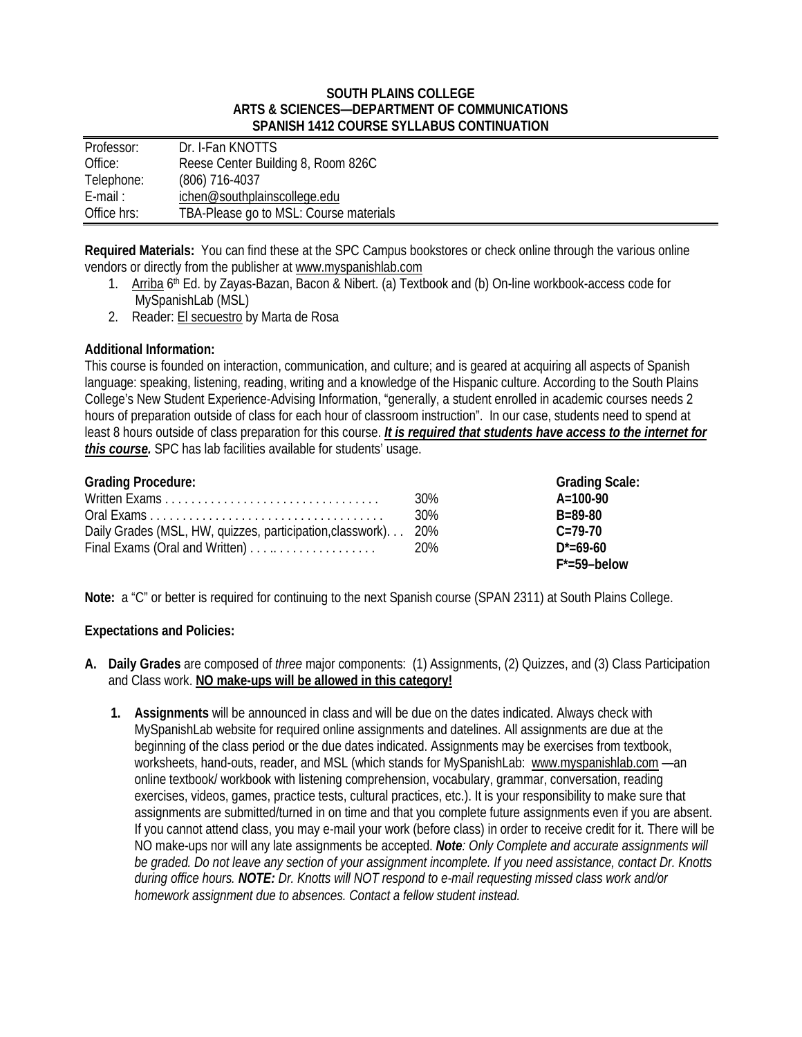**SOUTH PLAINS COLLEGE**
**ARTS & SCIENCES—DEPARTMENT OF COMMUNICATIONS**
**SPANISH 1412 COURSE SYLLABUS CONTINUATION**

| | |
|---|---|
| Professor: | Dr. I-Fan KNOTTS |
| Office: | Reese Center Building 8, Room 826C |
| Telephone: | (806) 716-4037 |
| E-mail : | ichen@southplainscollege.edu |
| Office hrs: | TBA-Please go to MSL: Course materials |

**Required Materials:** You can find these at the SPC Campus bookstores or check online through the various online vendors or directly from the publisher at www.myspanishlab.com

1. Arriba 6th Ed. by Zayas-Bazan, Bacon & Nibert. (a) Textbook and (b) On-line workbook-access code for MySpanishLab (MSL)
2. Reader: El secuestro by Marta de Rosa

**Additional Information:**
This course is founded on interaction, communication, and culture; and is geared at acquiring all aspects of Spanish language: speaking, listening, reading, writing and a knowledge of the Hispanic culture. According to the South Plains College's New Student Experience-Advising Information, "generally, a student enrolled in academic courses needs 2 hours of preparation outside of class for each hour of classroom instruction". In our case, students need to spend at least 8 hours outside of class preparation for this course. ***It is required that students have access to the internet for this course.*** SPC has lab facilities available for students' usage.

| **Grading Procedure:** | | **Grading Scale:** |
|---|---|---|
| Written Exams . . . . . . . . . . . . . . . . . . . . . . . . . . . . . . . . . | 30% | **A=100-90** |
| Oral Exams . . . . . . . . . . . . . . . . . . . . . . . . . . . . . . . . . . . | 30% | **B=89-80** |
| Daily Grades (MSL, HW, quizzes, participation,classwork). . . | 20% | **C=79-70** |
| Final Exams (Oral and Written) . . . .. . . . . . . . . . . . . . . . | 20% | **D*=69-60** |
| | | **F*=59–below** |

**Note:** a "C" or better is required for continuing to the next Spanish course (SPAN 2311) at South Plains College.

**Expectations and Policies:**

**A. Daily Grades** are composed of *three* major components: (1) Assignments, (2) Quizzes, and (3) Class Participation and Class work. **NO make-ups will be allowed in this category!**

**1. Assignments** will be announced in class and will be due on the dates indicated. Always check with MySpanishLab website for required online assignments and datelines. All assignments are due at the beginning of the class period or the due dates indicated. Assignments may be exercises from textbook, worksheets, hand-outs, reader, and MSL (which stands for MySpanishLab: www.myspanishlab.com —an online textbook/ workbook with listening comprehension, vocabulary, grammar, conversation, reading exercises, videos, games, practice tests, cultural practices, etc.). It is your responsibility to make sure that assignments are submitted/turned in on time and that you complete future assignments even if you are absent. If you cannot attend class, you may e-mail your work (before class) in order to receive credit for it. There will be NO make-ups nor will any late assignments be accepted. ***Note****: Only Complete and accurate assignments will be graded. Do not leave any section of your assignment incomplete. If you need assistance, contact Dr. Knotts during office hours.* ***NOTE:*** *Dr. Knotts will NOT respond to e-mail requesting missed class work and/or homework assignment due to absences. Contact a fellow student instead.*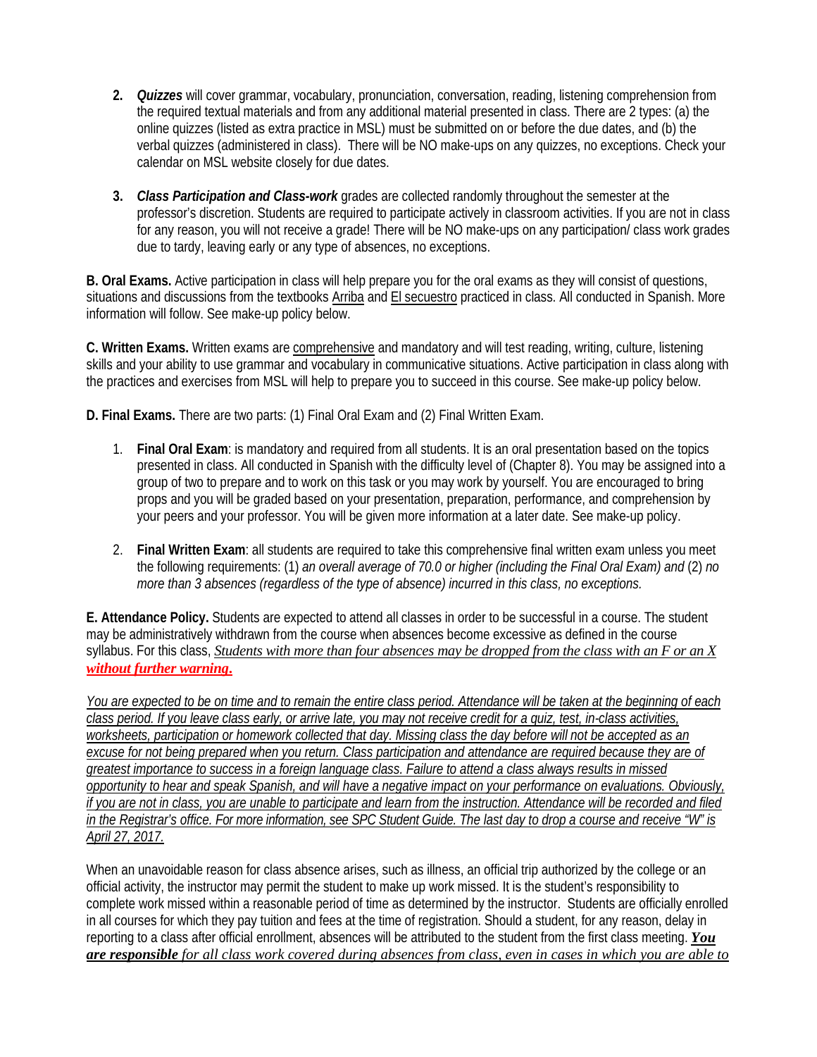2. ***Quizzes*** will cover grammar, vocabulary, pronunciation, conversation, reading, listening comprehension from the required textual materials and from any additional material presented in class. There are 2 types: (a) the online quizzes (listed as extra practice in MSL) must be submitted on or before the due dates, and (b) the verbal quizzes (administered in class). There will be NO make-ups on any quizzes, no exceptions. Check your calendar on MSL website closely for due dates.

3. ***Class Participation and Class-work*** grades are collected randomly throughout the semester at the professor's discretion. Students are required to participate actively in classroom activities. If you are not in class for any reason, you will not receive a grade! There will be NO make-ups on any participation/ class work grades due to tardy, leaving early or any type of absences, no exceptions.

**B. Oral Exams.** Active participation in class will help prepare you for the oral exams as they will consist of questions, situations and discussions from the textbooks Arriba and El secuestro practiced in class. All conducted in Spanish. More information will follow. See make-up policy below.

**C. Written Exams.** Written exams are comprehensive and mandatory and will test reading, writing, culture, listening skills and your ability to use grammar and vocabulary in communicative situations. Active participation in class along with the practices and exercises from MSL will help to prepare you to succeed in this course. See make-up policy below.

**D. Final Exams.** There are two parts: (1) Final Oral Exam and (2) Final Written Exam.

1. **Final Oral Exam**: is mandatory and required from all students. It is an oral presentation based on the topics presented in class. All conducted in Spanish with the difficulty level of (Chapter 8). You may be assigned into a group of two to prepare and to work on this task or you may work by yourself. You are encouraged to bring props and you will be graded based on your presentation, preparation, performance, and comprehension by your peers and your professor. You will be given more information at a later date. See make-up policy.

2. **Final Written Exam**: all students are required to take this comprehensive final written exam unless you meet the following requirements: (1) *an overall average of 70.0 or higher (including the Final Oral Exam) and* (2) *no more than 3 absences (regardless of the type of absence) incurred in this class, no exceptions.*

**E. Attendance Policy.** Students are expected to attend all classes in order to be successful in a course. The student may be administratively withdrawn from the course when absences become excessive as defined in the course syllabus. For this class, *Students with more than four absences may be dropped from the class with an F or an X* ***without further warning.***

*You are expected to be on time and to remain the entire class period. Attendance will be taken at the beginning of each class period. If you leave class early, or arrive late, you may not receive credit for a quiz, test, in-class activities, worksheets, participation or homework collected that day. Missing class the day before will not be accepted as an excuse for not being prepared when you return. Class participation and attendance are required because they are of greatest importance to success in a foreign language class. Failure to attend a class always results in missed opportunity to hear and speak Spanish, and will have a negative impact on your performance on evaluations. Obviously, if you are not in class, you are unable to participate and learn from the instruction. Attendance will be recorded and filed in the Registrar's office. For more information, see SPC Student Guide. The last day to drop a course and receive "W" is April 27, 2017.*

When an unavoidable reason for class absence arises, such as illness, an official trip authorized by the college or an official activity, the instructor may permit the student to make up work missed. It is the student's responsibility to complete work missed within a reasonable period of time as determined by the instructor. Students are officially enrolled in all courses for which they pay tuition and fees at the time of registration. Should a student, for any reason, delay in reporting to a class after official enrollment, absences will be attributed to the student from the first class meeting. ***You are responsible*** *for all class work covered during absences from class, even in cases in which you are able to*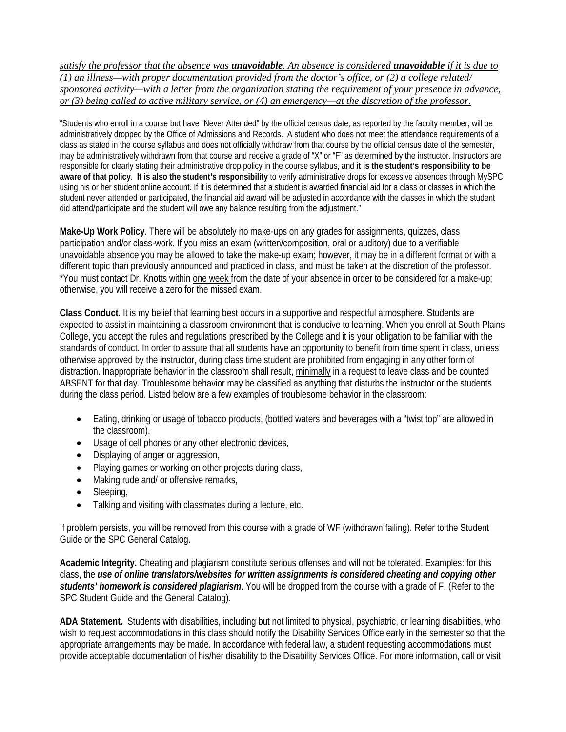*satisfy the professor that the absence was **unavoidable**. An absence is considered **unavoidable** if it is due to (1) an illness—with proper documentation provided from the doctor's office, or (2) a college related/ sponsored activity—with a letter from the organization stating the requirement of your presence in advance, or (3) being called to active military service, or (4) an emergency—at the discretion of the professor.*

"Students who enroll in a course but have "Never Attended" by the official census date, as reported by the faculty member, will be administratively dropped by the Office of Admissions and Records. A student who does not meet the attendance requirements of a class as stated in the course syllabus and does not officially withdraw from that course by the official census date of the semester, may be administratively withdrawn from that course and receive a grade of "X" or "F" as determined by the instructor. Instructors are responsible for clearly stating their administrative drop policy in the course syllabus, and **it is the student's responsibility to be aware of that policy**. **It is also the student's responsibility** to verify administrative drops for excessive absences through MySPC using his or her student online account. If it is determined that a student is awarded financial aid for a class or classes in which the student never attended or participated, the financial aid award will be adjusted in accordance with the classes in which the student did attend/participate and the student will owe any balance resulting from the adjustment."

**Make-Up Work Policy**. There will be absolutely no make-ups on any grades for assignments, quizzes, class participation and/or class-work. If you miss an exam (written/composition, oral or auditory) due to a verifiable unavoidable absence you may be allowed to take the make-up exam; however, it may be in a different format or with a different topic than previously announced and practiced in class, and must be taken at the discretion of the professor. *You must contact Dr. Knotts within one week from the date of your absence in order to be considered for a make-up; otherwise, you will receive a zero for the missed exam.

**Class Conduct.** It is my belief that learning best occurs in a supportive and respectful atmosphere. Students are expected to assist in maintaining a classroom environment that is conducive to learning. When you enroll at South Plains College, you accept the rules and regulations prescribed by the College and it is your obligation to be familiar with the standards of conduct. In order to assure that all students have an opportunity to benefit from time spent in class, unless otherwise approved by the instructor, during class time student are prohibited from engaging in any other form of distraction. Inappropriate behavior in the classroom shall result, minimally in a request to leave class and be counted ABSENT for that day. Troublesome behavior may be classified as anything that disturbs the instructor or the students during the class period. Listed below are a few examples of troublesome behavior in the classroom:

- Eating, drinking or usage of tobacco products, (bottled waters and beverages with a "twist top" are allowed in the classroom),
- Usage of cell phones or any other electronic devices,
- Displaying of anger or aggression,
- Playing games or working on other projects during class,
- Making rude and/ or offensive remarks,
- Sleeping,
- Talking and visiting with classmates during a lecture, etc.

If problem persists, you will be removed from this course with a grade of WF (withdrawn failing). Refer to the Student Guide or the SPC General Catalog.

**Academic Integrity.** Cheating and plagiarism constitute serious offenses and will not be tolerated. Examples: for this class, the ***use of online translators/websites for written assignments is considered cheating and copying other students' homework is considered plagiarism***. You will be dropped from the course with a grade of F. (Refer to the SPC Student Guide and the General Catalog).

**ADA Statement.** Students with disabilities, including but not limited to physical, psychiatric, or learning disabilities, who wish to request accommodations in this class should notify the Disability Services Office early in the semester so that the appropriate arrangements may be made. In accordance with federal law, a student requesting accommodations must provide acceptable documentation of his/her disability to the Disability Services Office. For more information, call or visit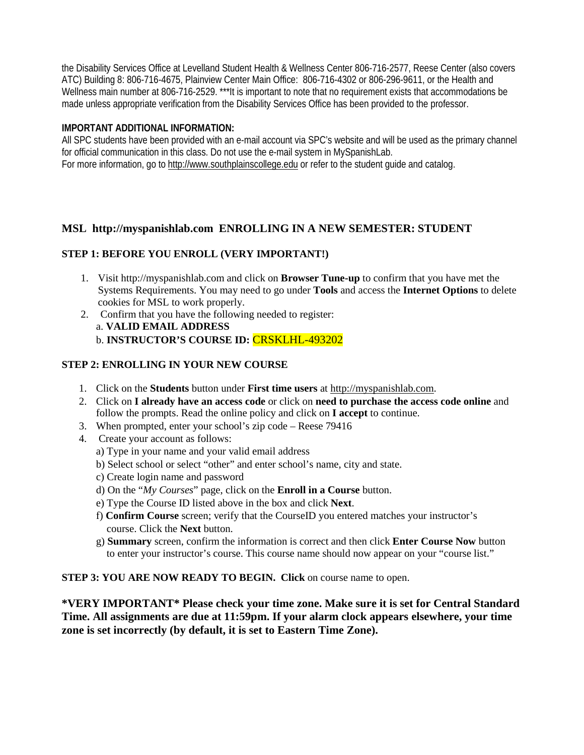the Disability Services Office at Levelland Student Health & Wellness Center 806-716-2577, Reese Center (also covers ATC) Building 8: 806-716-4675, Plainview Center Main Office: 806-716-4302 or 806-296-9611, or the Health and Wellness main number at 806-716-2529. ***It is important to note that no requirement exists that accommodations be made unless appropriate verification from the Disability Services Office has been provided to the professor.

**IMPORTANT ADDITIONAL INFORMATION:**

All SPC students have been provided with an e-mail account via SPC's website and will be used as the primary channel for official communication in this class. Do not use the e-mail system in MySpanishLab.
For more information, go to http://www.southplainscollege.edu or refer to the student guide and catalog.

## MSL http://myspanishlab.com ENROLLING IN A NEW SEMESTER: STUDENT

**STEP 1: BEFORE YOU ENROLL (VERY IMPORTANT!)**

1. Visit http://myspanishlab.com and click on **Browser Tune-up** to confirm that you have met the Systems Requirements. You may need to go under **Tools** and access the **Internet Options** to delete cookies for MSL to work properly.
2. Confirm that you have the following needed to register:
   a. **VALID EMAIL ADDRESS**
   b. **INSTRUCTOR'S COURSE ID:** CRSKLHL-493202

**STEP 2: ENROLLING IN YOUR NEW COURSE**

1. Click on the **Students** button under **First time users** at http://myspanishlab.com.
2. Click on **I already have an access code** or click on **need to purchase the access code online** and follow the prompts. Read the online policy and click on **I accept** to continue.
3. When prompted, enter your school's zip code – Reese 79416
4. Create your account as follows:
   a) Type in your name and your valid email address
   b) Select school or select "other" and enter school's name, city and state.
   c) Create login name and password
   d) On the "*My Courses*" page, click on the **Enroll in a Course** button.
   e) Type the Course ID listed above in the box and click **Next**.
   f) **Confirm Course** screen; verify that the CourseID you entered matches your instructor's course. Click the **Next** button.
   g) **Summary** screen, confirm the information is correct and then click **Enter Course Now** button to enter your instructor's course. This course name should now appear on your "course list."

**STEP 3: YOU ARE NOW READY TO BEGIN. Click** on course name to open.

**\*VERY IMPORTANT\* Please check your time zone. Make sure it is set for Central Standard Time. All assignments are due at 11:59pm. If your alarm clock appears elsewhere, your time zone is set incorrectly (by default, it is set to Eastern Time Zone).**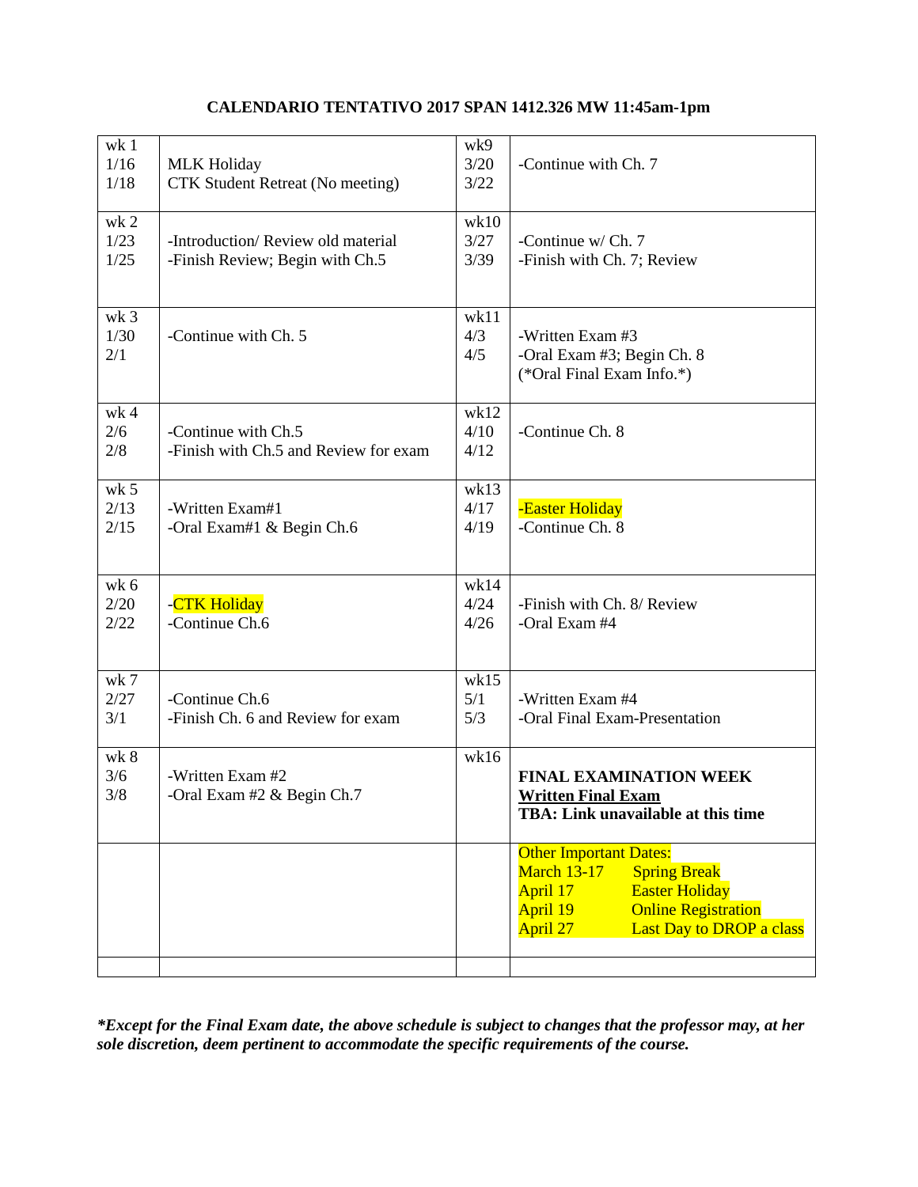**CALENDARIO TENTATIVO 2017 SPAN 1412.326 MW 11:45am-1pm**

| | | | |
|---|---|---|---|
| wk 1<br>1/16<br>1/18 | MLK Holiday<br>CTK Student Retreat (No meeting) | wk9<br>3/20<br>3/22 | -Continue with Ch. 7 |
| wk 2<br>1/23<br>1/25 | -Introduction/ Review old material<br>-Finish Review; Begin with Ch.5 | wk10<br>3/27<br>3/39 | -Continue w/ Ch. 7<br>-Finish with Ch. 7; Review |
| wk 3<br>1/30<br>2/1 | -Continue with Ch. 5 | wk11<br>4/3<br>4/5 | -Written Exam #3<br>-Oral Exam #3; Begin Ch. 8<br>(*Oral Final Exam Info.*) |
| wk 4<br>2/6<br>2/8 | -Continue with Ch.5<br>-Finish with Ch.5 and Review for exam | wk12<br>4/10<br>4/12 | -Continue Ch. 8 |
| wk 5<br>2/13<br>2/15 | -Written Exam#1<br>-Oral Exam#1 & Begin Ch.6 | wk13<br>4/17<br>4/19 | -Easter Holiday<br>-Continue Ch. 8 |
| wk 6<br>2/20<br>2/22 | -CTK Holiday<br>-Continue Ch.6 | wk14<br>4/24<br>4/26 | -Finish with Ch. 8/ Review<br>-Oral Exam #4 |
| wk 7<br>2/27<br>3/1 | -Continue Ch.6<br>-Finish Ch. 6 and Review for exam | wk15<br>5/1<br>5/3 | -Written Exam #4<br>-Oral Final Exam-Presentation |
| wk 8<br>3/6<br>3/8 | -Written Exam #2<br>-Oral Exam #2 & Begin Ch.7 | wk16 | **FINAL EXAMINATION WEEK**<br>**Written Final Exam**<br>**TBA: Link unavailable at this time** |
| | | | Other Important Dates:<br>March 13-17 Spring Break<br>April 17 Easter Holiday<br>April 19 Online Registration<br>April 27 Last Day to DROP a class |
| | | | |

***Except for the Final Exam date, the above schedule is subject to changes that the professor may, at her sole discretion, deem pertinent to accommodate the specific requirements of the course.***